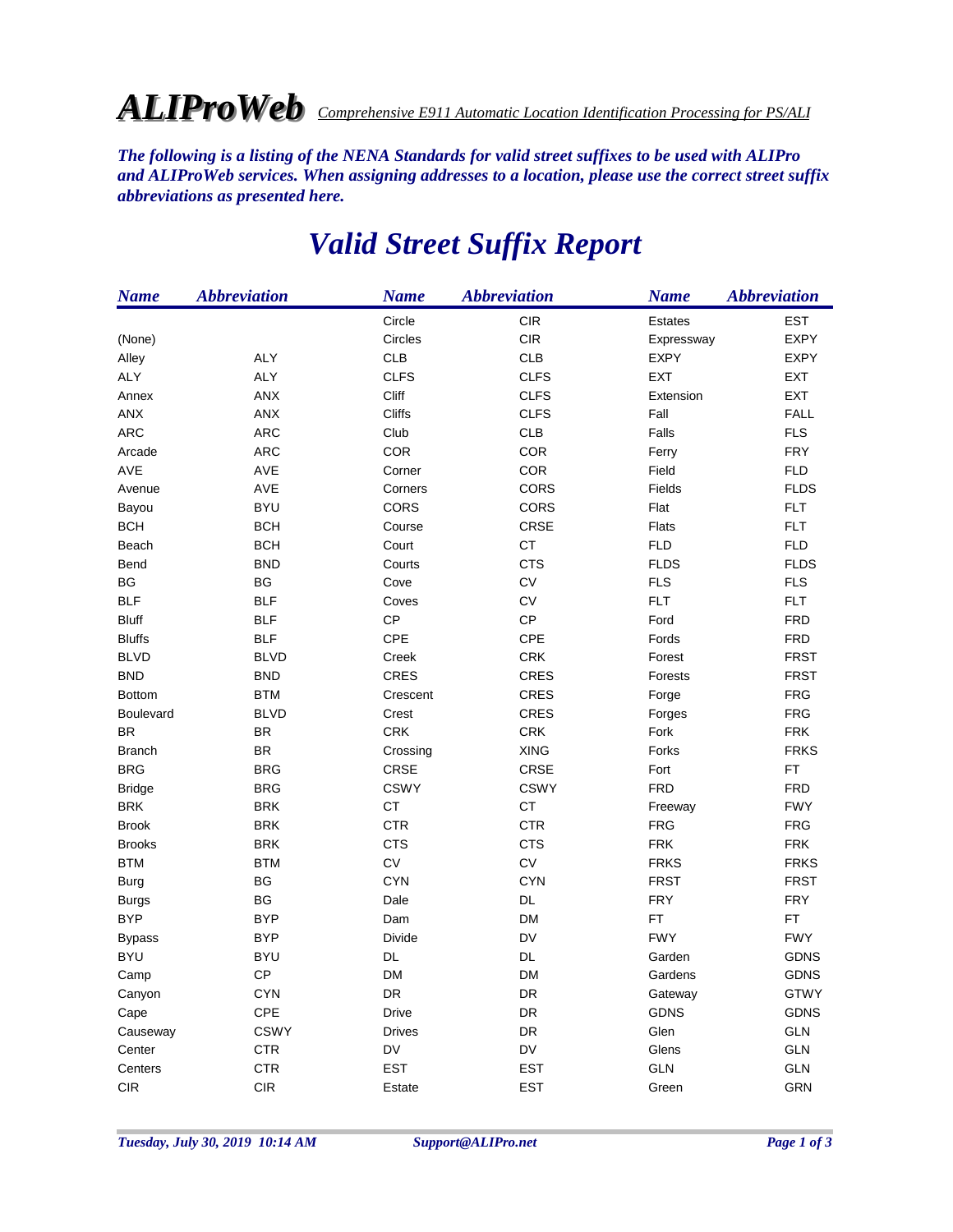# ALIProWeb *Comprehensive E911 Automatic Location Identification Processing for PS/ALI*

***The following is a listing of the NENA Standards for valid street suffixes to be used with ALIPro and ALIProWeb services. When assigning addresses to a location, please use the correct street suffix abbreviations as presented here.***

## *Valid Street Suffix Report*

| Name | Abbreviation |
|---|---|
| (None) | |
| Alley | ALY |
| ALY | ALY |
| Annex | ANX |
| ANX | ANX |
| ARC | ARC |
| Arcade | ARC |
| AVE | AVE |
| Avenue | AVE |
| Bayou | BYU |
| BCH | BCH |
| Beach | BCH |
| Bend | BND |
| BG | BG |
| BLF | BLF |
| Bluff | BLF |
| Bluffs | BLF |
| BLVD | BLVD |
| BND | BND |
| Bottom | BTM |
| Boulevard | BLVD |
| BR | BR |
| Branch | BR |
| BRG | BRG |
| Bridge | BRG |
| BRK | BRK |
| Brook | BRK |
| Brooks | BRK |
| BTM | BTM |
| Burg | BG |
| Burgs | BG |
| BYP | BYP |
| Bypass | BYP |
| BYU | BYU |
| Camp | CP |
| Canyon | CYN |
| Cape | CPE |
| Causeway | CSWY |
| Center | CTR |
| Centers | CTR |
| CIR | CIR |
| Circle | CIR |
| Circles | CIR |
| CLB | CLB |
| CLFS | CLFS |
| Cliff | CLFS |
| Cliffs | CLFS |
| Club | CLB |
| COR | COR |
| Corner | COR |
| Corners | CORS |
| CORS | CORS |
| Course | CRSE |
| Court | CT |
| Courts | CTS |
| Cove | CV |
| Coves | CV |
| CP | CP |
| CPE | CPE |
| Creek | CRK |
| CRES | CRES |
| Crescent | CRES |
| Crest | CRES |
| CRK | CRK |
| Crossing | XING |
| CRSE | CRSE |
| CSWY | CSWY |
| CT | CT |
| CTR | CTR |
| CTS | CTS |
| CV | CV |
| CYN | CYN |
| Dale | DL |
| Dam | DM |
| Divide | DV |
| DL | DL |
| DM | DM |
| DR | DR |
| Drive | DR |
| Drives | DR |
| DV | DV |
| EST | EST |
| Estate | EST |
| Estates | EST |
| Expressway | EXPY |
| EXPY | EXPY |
| EXT | EXT |
| Extension | EXT |
| Fall | FALL |
| Falls | FLS |
| Ferry | FRY |
| Field | FLD |
| Fields | FLDS |
| Flat | FLT |
| Flats | FLT |
| FLD | FLD |
| FLDS | FLDS |
| FLS | FLS |
| FLT | FLT |
| Ford | FRD |
| Fords | FRD |
| Forest | FRST |
| Forests | FRST |
| Forge | FRG |
| Forges | FRG |
| Fork | FRK |
| Forks | FRKS |
| Fort | FT |
| FRD | FRD |
| Freeway | FWY |
| FRG | FRG |
| FRK | FRK |
| FRKS | FRKS |
| FRST | FRST |
| FRY | FRY |
| FT | FT |
| FWY | FWY |
| Garden | GDNS |
| Gardens | GDNS |
| Gateway | GTWY |
| GDNS | GDNS |
| Glen | GLN |
| Glens | GLN |
| GLN | GLN |
| Green | GRN |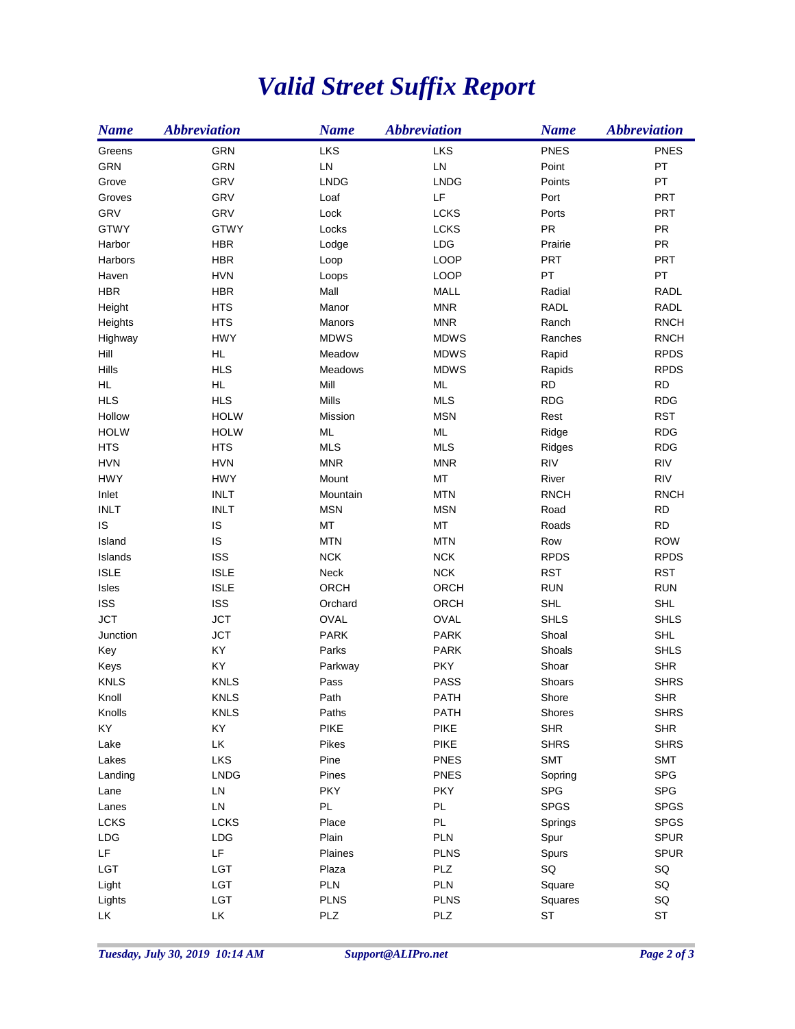# *Valid Street Suffix Report*

| Name | Abbreviation | Name | Abbreviation | Name | Abbreviation |
|---|---|---|---|---|---|
| Greens | GRN | LKS | LKS | PNES | PNES |
| GRN | GRN | LN | LN | Point | PT |
| Grove | GRV | LNDG | LNDG | Points | PT |
| Groves | GRV | Loaf | LF | Port | PRT |
| GRV | GRV | Lock | LCKS | Ports | PRT |
| GTWY | GTWY | Locks | LCKS | PR | PR |
| Harbor | HBR | Lodge | LDG | Prairie | PR |
| Harbors | HBR | Loop | LOOP | PRT | PRT |
| Haven | HVN | Loops | LOOP | PT | PT |
| HBR | HBR | Mall | MALL | Radial | RADL |
| Height | HTS | Manor | MNR | RADL | RADL |
| Heights | HTS | Manors | MNR | Ranch | RNCH |
| Highway | HWY | MDWS | MDWS | Ranches | RNCH |
| Hill | HL | Meadow | MDWS | Rapid | RPDS |
| Hills | HLS | Meadows | MDWS | Rapids | RPDS |
| HL | HL | Mill | ML | RD | RD |
| HLS | HLS | Mills | MLS | RDG | RDG |
| Hollow | HOLW | Mission | MSN | Rest | RST |
| HOLW | HOLW | ML | ML | Ridge | RDG |
| HTS | HTS | MLS | MLS | Ridges | RDG |
| HVN | HVN | MNR | MNR | RIV | RIV |
| HWY | HWY | Mount | MT | River | RIV |
| Inlet | INLT | Mountain | MTN | RNCH | RNCH |
| INLT | INLT | MSN | MSN | Road | RD |
| IS | IS | MT | MT | Roads | RD |
| Island | IS | MTN | MTN | Row | ROW |
| Islands | ISS | NCK | NCK | RPDS | RPDS |
| ISLE | ISLE | Neck | NCK | RST | RST |
| Isles | ISLE | ORCH | ORCH | RUN | RUN |
| ISS | ISS | Orchard | ORCH | SHL | SHL |
| JCT | JCT | OVAL | OVAL | SHLS | SHLS |
| Junction | JCT | PARK | PARK | Shoal | SHL |
| Key | KY | Parks | PARK | Shoals | SHLS |
| Keys | KY | Parkway | PKY | Shoar | SHR |
| KNLS | KNLS | Pass | PASS | Shoars | SHRS |
| Knoll | KNLS | Path | PATH | Shore | SHR |
| Knolls | KNLS | Paths | PATH | Shores | SHRS |
| KY | KY | PIKE | PIKE | SHR | SHR |
| Lake | LK | Pikes | PIKE | SHRS | SHRS |
| Lakes | LKS | Pine | PNES | SMT | SMT |
| Landing | LNDG | Pines | PNES | Sopring | SPG |
| Lane | LN | PKY | PKY | SPG | SPG |
| Lanes | LN | PL | PL | SPGS | SPGS |
| LCKS | LCKS | Place | PL | Springs | SPGS |
| LDG | LDG | Plain | PLN | Spur | SPUR |
| LF | LF | Plaines | PLNS | Spurs | SPUR |
| LGT | LGT | Plaza | PLZ | SQ | SQ |
| Light | LGT | PLN | PLN | Square | SQ |
| Lights | LGT | PLNS | PLNS | Squares | SQ |
| LK | LK | PLZ | PLZ | ST | ST |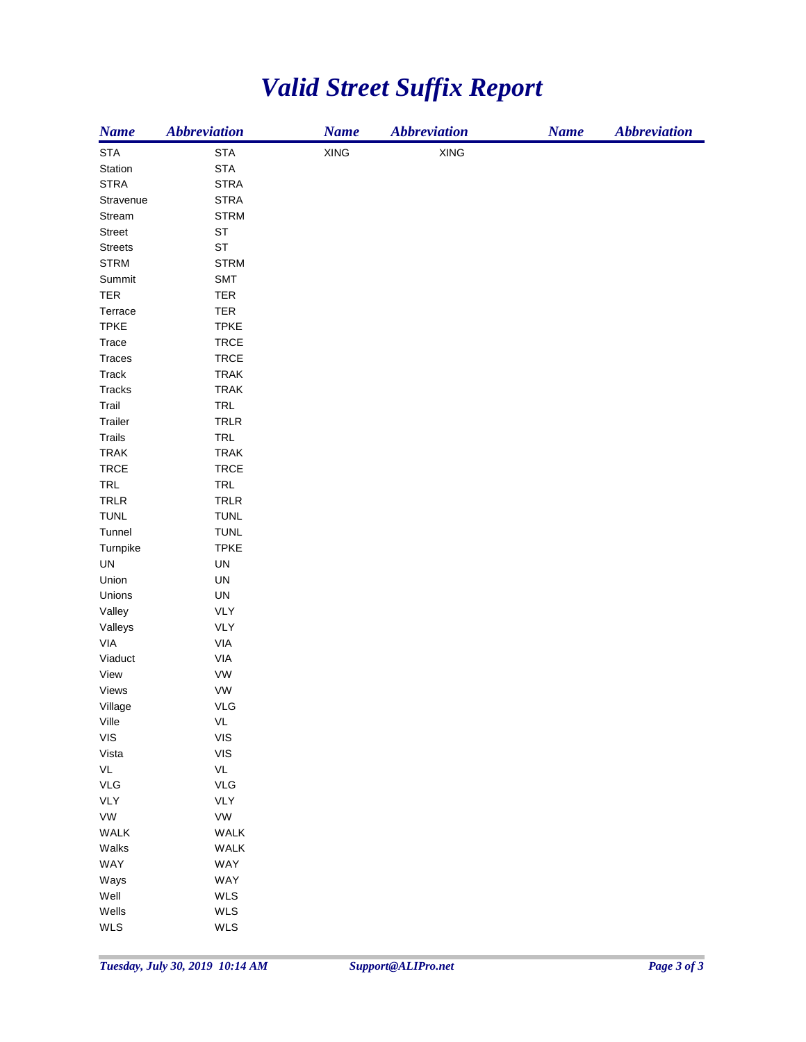# Valid Street Suffix Report

| Name | Abbreviation | Name | Abbreviation | Name | Abbreviation |
|---|---|---|---|---|---|
| STA | STA | XING | XING | | |
| Station | STA | | | | |
| STRA | STRA | | | | |
| Stravenue | STRA | | | | |
| Stream | STRM | | | | |
| Street | ST | | | | |
| Streets | ST | | | | |
| STRM | STRM | | | | |
| Summit | SMT | | | | |
| TER | TER | | | | |
| Terrace | TER | | | | |
| TPKE | TPKE | | | | |
| Trace | TRCE | | | | |
| Traces | TRCE | | | | |
| Track | TRAK | | | | |
| Tracks | TRAK | | | | |
| Trail | TRL | | | | |
| Trailer | TRLR | | | | |
| Trails | TRL | | | | |
| TRAK | TRAK | | | | |
| TRCE | TRCE | | | | |
| TRL | TRL | | | | |
| TRLR | TRLR | | | | |
| TUNL | TUNL | | | | |
| Tunnel | TUNL | | | | |
| Turnpike | TPKE | | | | |
| UN | UN | | | | |
| Union | UN | | | | |
| Unions | UN | | | | |
| Valley | VLY | | | | |
| Valleys | VLY | | | | |
| VIA | VIA | | | | |
| Viaduct | VIA | | | | |
| View | VW | | | | |
| Views | VW | | | | |
| Village | VLG | | | | |
| Ville | VL | | | | |
| VIS | VIS | | | | |
| Vista | VIS | | | | |
| VL | VL | | | | |
| VLG | VLG | | | | |
| VLY | VLY | | | | |
| VW | VW | | | | |
| WALK | WALK | | | | |
| Walks | WALK | | | | |
| WAY | WAY | | | | |
| Ways | WAY | | | | |
| Well | WLS | | | | |
| Wells | WLS | | | | |
| WLS | WLS | | | | |

*Tuesday, July 30, 2019 10:14 AM* *Support@ALIPro.net*